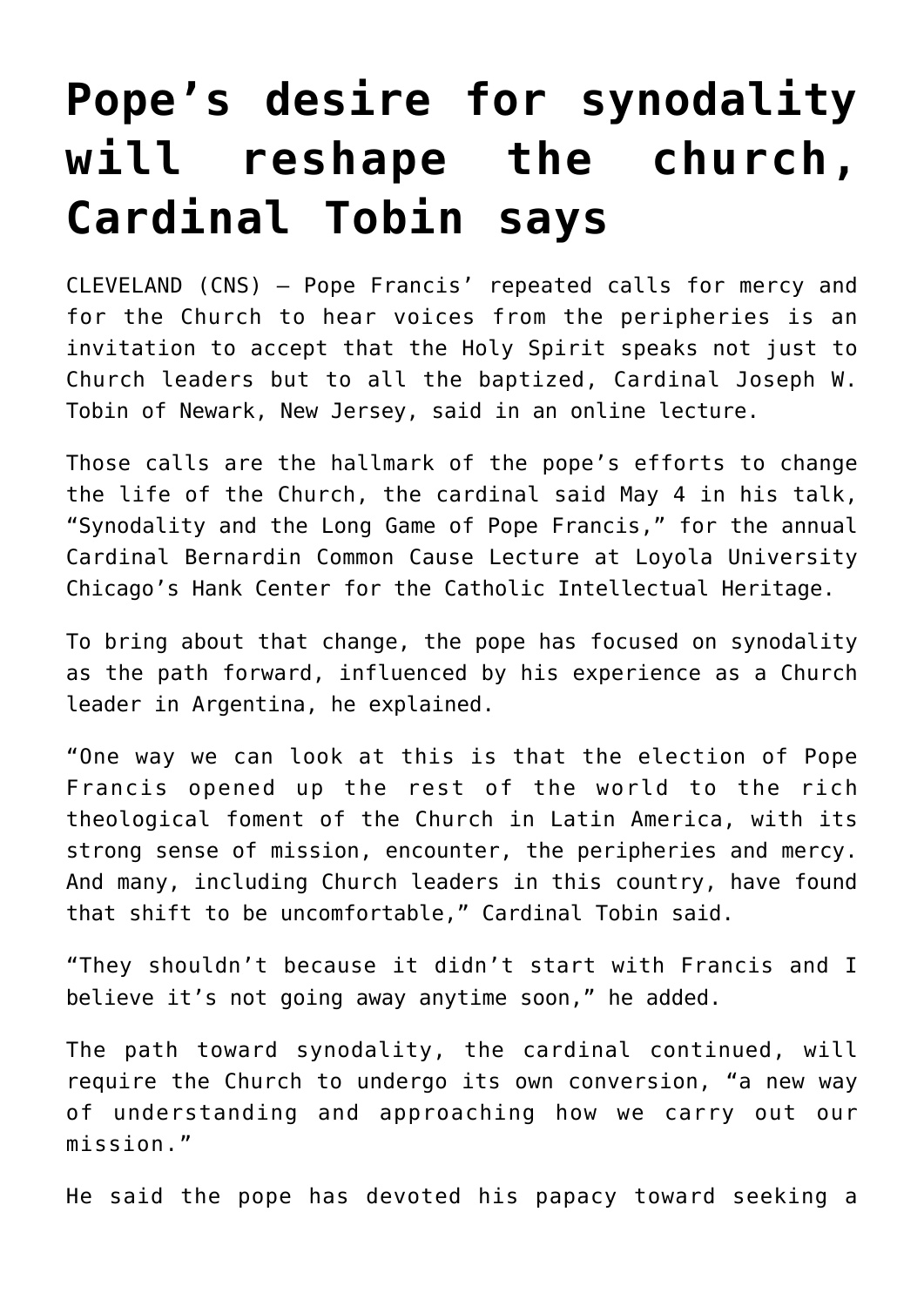# Pope's desire for synodality will reshape the church, Cardinal Tobin says

CLEVELAND (CNS) — Pope Francis' repeated calls for mercy and for the Church to hear voices from the peripheries is an invitation to accept that the Holy Spirit speaks not just to Church leaders but to all the baptized, Cardinal Joseph W. Tobin of Newark, New Jersey, said in an online lecture.

Those calls are the hallmark of the pope's efforts to change the life of the Church, the cardinal said May 4 in his talk, "Synodality and the Long Game of Pope Francis," for the annual Cardinal Bernardin Common Cause Lecture at Loyola University Chicago's Hank Center for the Catholic Intellectual Heritage.

To bring about that change, the pope has focused on synodality as the path forward, influenced by his experience as a Church leader in Argentina, he explained.

"One way we can look at this is that the election of Pope Francis opened up the rest of the world to the rich theological foment of the Church in Latin America, with its strong sense of mission, encounter, the peripheries and mercy. And many, including Church leaders in this country, have found that shift to be uncomfortable," Cardinal Tobin said.

"They shouldn't because it didn't start with Francis and I believe it's not going away anytime soon," he added.

The path toward synodality, the cardinal continued, will require the Church to undergo its own conversion, "a new way of understanding and approaching how we carry out our mission."

He said the pope has devoted his papacy toward seeking a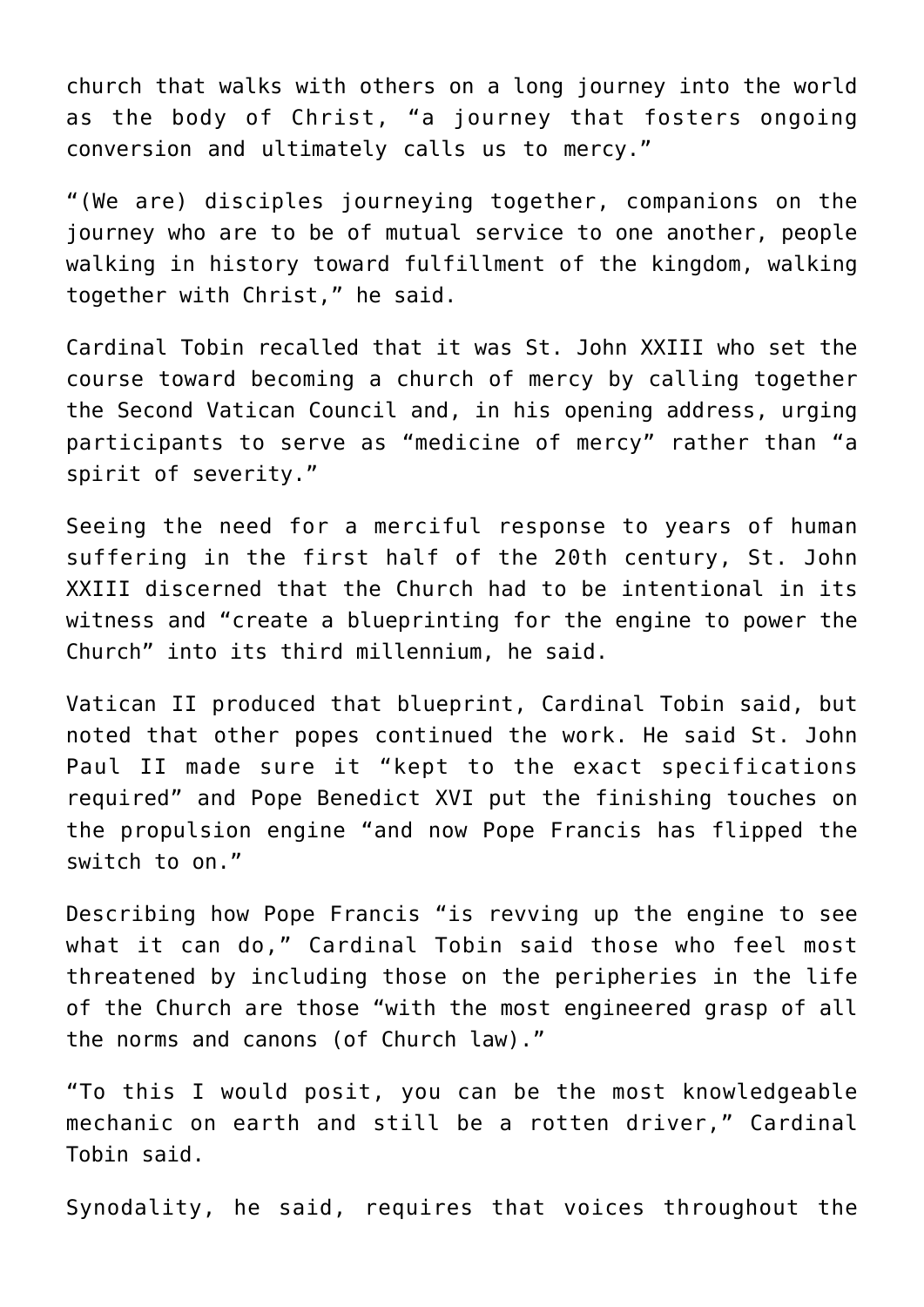church that walks with others on a long journey into the world as the body of Christ, "a journey that fosters ongoing conversion and ultimately calls us to mercy."

"(We are) disciples journeying together, companions on the journey who are to be of mutual service to one another, people walking in history toward fulfillment of the kingdom, walking together with Christ," he said.

Cardinal Tobin recalled that it was St. John XXIII who set the course toward becoming a church of mercy by calling together the Second Vatican Council and, in his opening address, urging participants to serve as "medicine of mercy" rather than "a spirit of severity."

Seeing the need for a merciful response to years of human suffering in the first half of the 20th century, St. John XXIII discerned that the Church had to be intentional in its witness and "create a blueprinting for the engine to power the Church" into its third millennium, he said.

Vatican II produced that blueprint, Cardinal Tobin said, but noted that other popes continued the work. He said St. John Paul II made sure it "kept to the exact specifications required" and Pope Benedict XVI put the finishing touches on the propulsion engine "and now Pope Francis has flipped the switch to on."

Describing how Pope Francis "is revving up the engine to see what it can do," Cardinal Tobin said those who feel most threatened by including those on the peripheries in the life of the Church are those "with the most engineered grasp of all the norms and canons (of Church law)."

"To this I would posit, you can be the most knowledgeable mechanic on earth and still be a rotten driver," Cardinal Tobin said.

Synodality, he said, requires that voices throughout the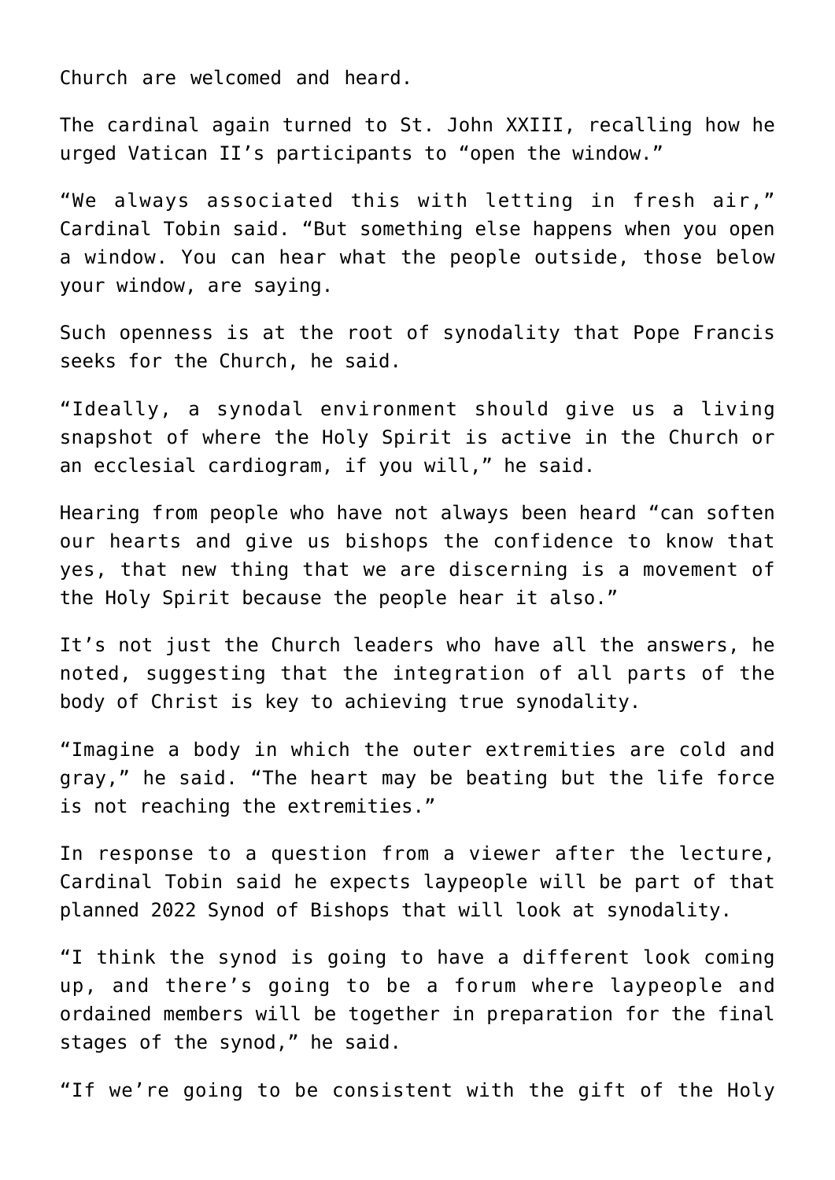Church are welcomed and heard.

The cardinal again turned to St. John XXIII, recalling how he urged Vatican II's participants to "open the window."

"We always associated this with letting in fresh air," Cardinal Tobin said. "But something else happens when you open a window. You can hear what the people outside, those below your window, are saying.

Such openness is at the root of synodality that Pope Francis seeks for the Church, he said.

"Ideally, a synodal environment should give us a living snapshot of where the Holy Spirit is active in the Church or an ecclesial cardiogram, if you will," he said.

Hearing from people who have not always been heard "can soften our hearts and give us bishops the confidence to know that yes, that new thing that we are discerning is a movement of the Holy Spirit because the people hear it also."

It's not just the Church leaders who have all the answers, he noted, suggesting that the integration of all parts of the body of Christ is key to achieving true synodality.

"Imagine a body in which the outer extremities are cold and gray," he said. "The heart may be beating but the life force is not reaching the extremities."

In response to a question from a viewer after the lecture, Cardinal Tobin said he expects laypeople will be part of that planned 2022 Synod of Bishops that will look at synodality.

"I think the synod is going to have a different look coming up, and there's going to be a forum where laypeople and ordained members will be together in preparation for the final stages of the synod," he said.

"If we're going to be consistent with the gift of the Holy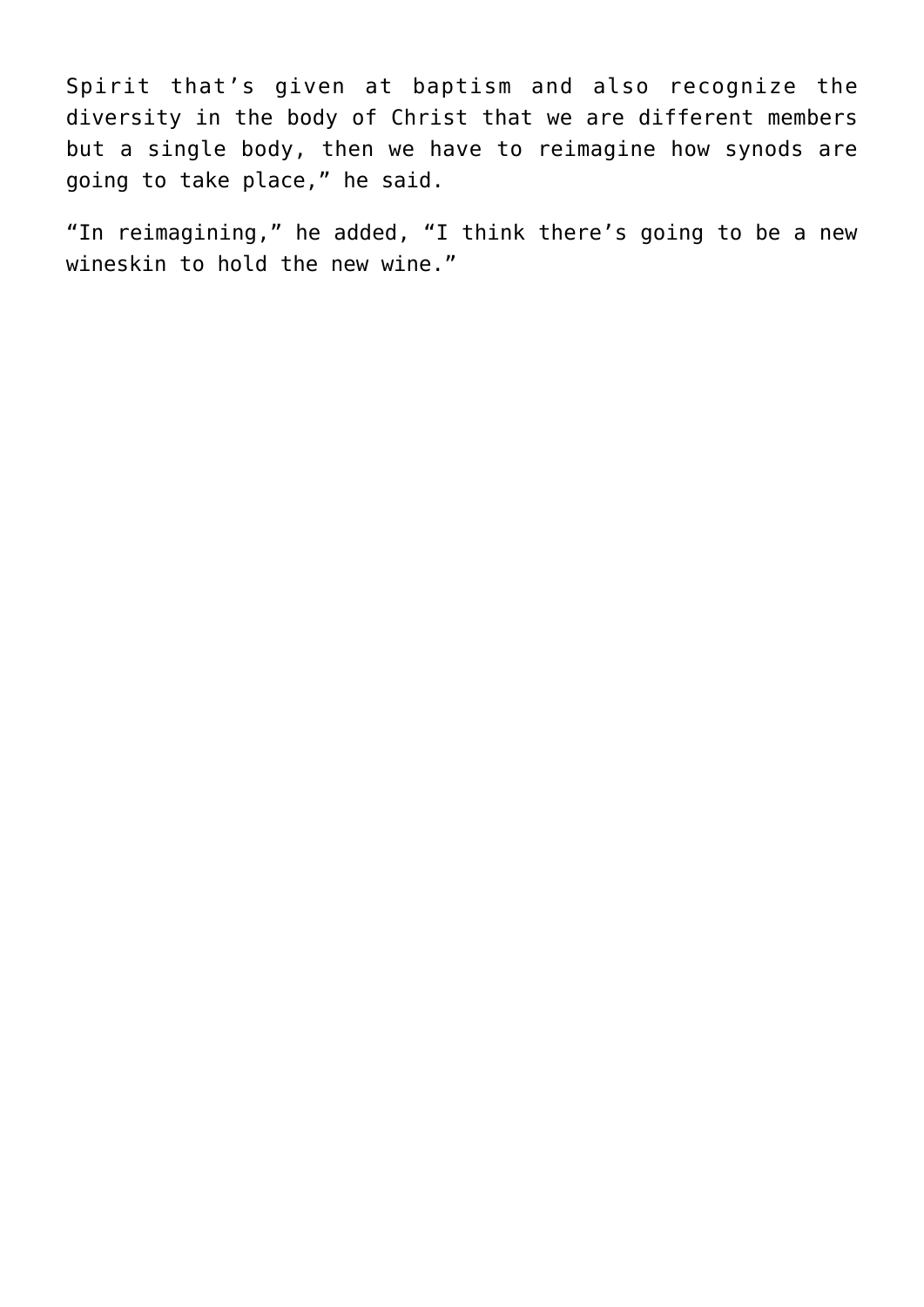Spirit that's given at baptism and also recognize the diversity in the body of Christ that we are different members but a single body, then we have to reimagine how synods are going to take place," he said.

"In reimagining," he added, "I think there's going to be a new wineskin to hold the new wine."